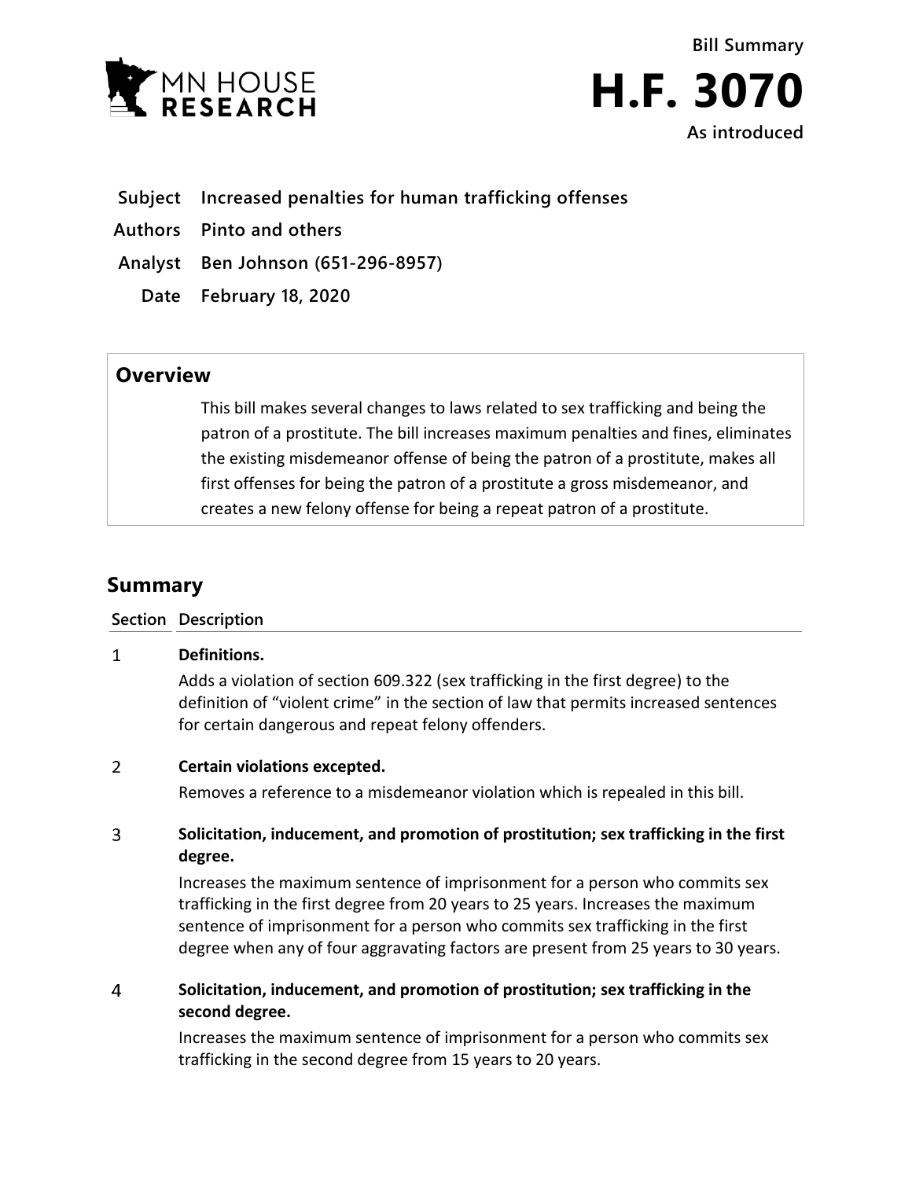Bill Summary

# H.F. 3070

As introduced

**Subject** Increased penalties for human trafficking offenses

**Authors** Pinto and others

**Analyst** Ben Johnson (651-296-8957)

**Date** February 18, 2020

## Overview

This bill makes several changes to laws related to sex trafficking and being the patron of a prostitute. The bill increases maximum penalties and fines, eliminates the existing misdemeanor offense of being the patron of a prostitute, makes all first offenses for being the patron of a prostitute a gross misdemeanor, and creates a new felony offense for being a repeat patron of a prostitute.

## Summary

| Section | Description |
|---|---|
| 1 | **Definitions.** Adds a violation of section 609.322 (sex trafficking in the first degree) to the definition of "violent crime" in the section of law that permits increased sentences for certain dangerous and repeat felony offenders. |
| 2 | **Certain violations excepted.** Removes a reference to a misdemeanor violation which is repealed in this bill. |
| 3 | **Solicitation, inducement, and promotion of prostitution; sex trafficking in the first degree.** Increases the maximum sentence of imprisonment for a person who commits sex trafficking in the first degree from 20 years to 25 years. Increases the maximum sentence of imprisonment for a person who commits sex trafficking in the first degree when any of four aggravating factors are present from 25 years to 30 years. |
| 4 | **Solicitation, inducement, and promotion of prostitution; sex trafficking in the second degree.** Increases the maximum sentence of imprisonment for a person who commits sex trafficking in the second degree from 15 years to 20 years. |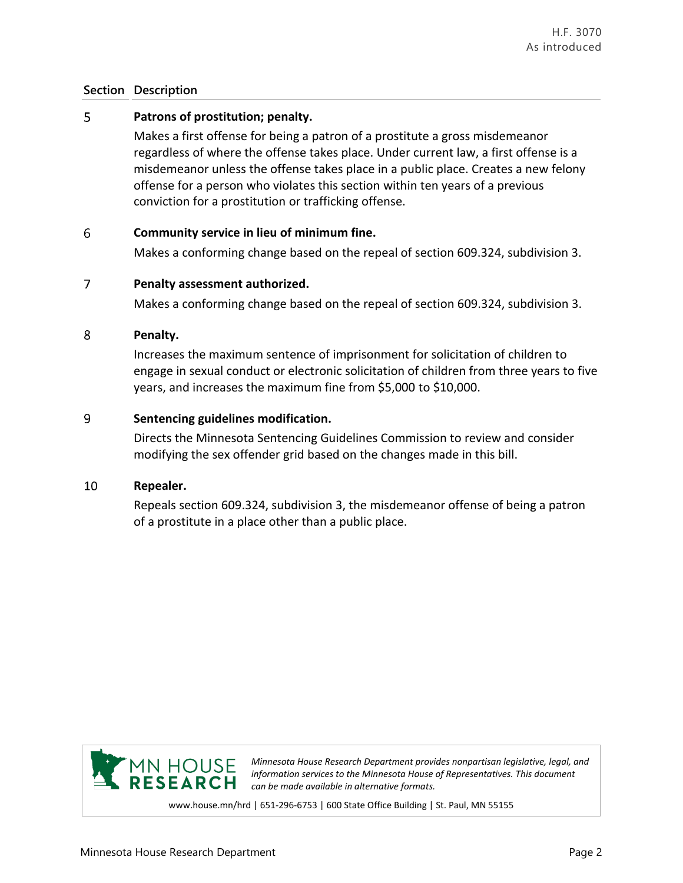| Section | Description |
| --- | --- |
| 5 | **Patrons of prostitution; penalty.**<br>Makes a first offense for being a patron of a prostitute a gross misdemeanor regardless of where the offense takes place. Under current law, a first offense is a misdemeanor unless the offense takes place in a public place. Creates a new felony offense for a person who violates this section within ten years of a previous conviction for a prostitution or trafficking offense. |
| 6 | **Community service in lieu of minimum fine.**<br>Makes a conforming change based on the repeal of section 609.324, subdivision 3. |
| 7 | **Penalty assessment authorized.**<br>Makes a conforming change based on the repeal of section 609.324, subdivision 3. |
| 8 | **Penalty.**<br>Increases the maximum sentence of imprisonment for solicitation of children to engage in sexual conduct or electronic solicitation of children from three years to five years, and increases the maximum fine from $5,000 to $10,000. |
| 9 | **Sentencing guidelines modification.**<br>Directs the Minnesota Sentencing Guidelines Commission to review and consider modifying the sex offender grid based on the changes made in this bill. |
| 10 | **Repealer.**<br>Repeals section 609.324, subdivision 3, the misdemeanor offense of being a patron of a prostitute in a place other than a public place. |

MN HOUSE RESEARCH

*Minnesota House Research Department provides nonpartisan legislative, legal, and information services to the Minnesota House of Representatives. This document can be made available in alternative formats.*

www.house.mn/hrd | 651-296-6753 | 600 State Office Building | St. Paul, MN 55155